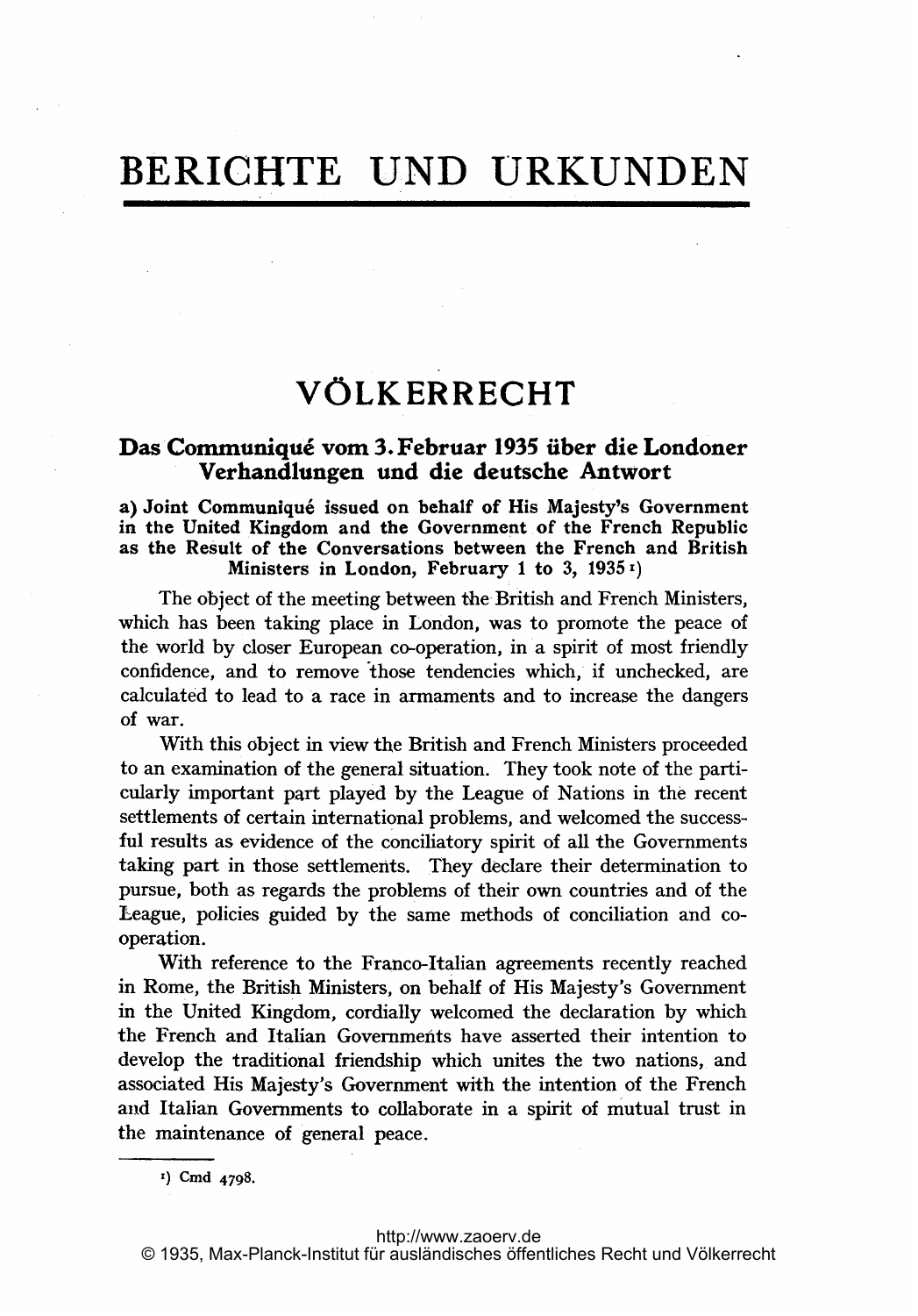# BERICHTE UND URKUNDEN

## VÖLKERRECHT

### Das Communiqué vom 3. Februar 1935 über die Londoner Verhandlungen und die deutsche Antwort

**a) Joint Communiqué issued on behalf of His Majesty's Government in the United Kingdom and the Government of the French Republic as the Result of the Conversations between the French and British Ministers in London, February 1 to 3, 1935** [1])

The object of the meeting between the British and French Ministers, which has been taking place in London, was to promote the peace of the world by closer European co-operation, in a spirit of most friendly confidence, and to remove those tendencies which, if unchecked, are calculated to lead to a race in armaments and to increase the dangers of war.

With this object in view the British and French Ministers proceeded to an examination of the general situation. They took note of the particularly important part played by the League of Nations in the recent settlements of certain international problems, and welcomed the successful results as evidence of the conciliatory spirit of all the Governments taking part in those settlements. They declare their determination to pursue, both as regards the problems of their own countries and of the League, policies guided by the same methods of conciliation and co-operation.

With reference to the Franco-Italian agreements recently reached in Rome, the British Ministers, on behalf of His Majesty's Government in the United Kingdom, cordially welcomed the declaration by which the French and Italian Governments have asserted their intention to develop the traditional friendship which unites the two nations, and associated His Majesty's Government with the intention of the French and Italian Governments to collaborate in a spirit of mutual trust in the maintenance of general peace.

---

[1]) Cmd 4798.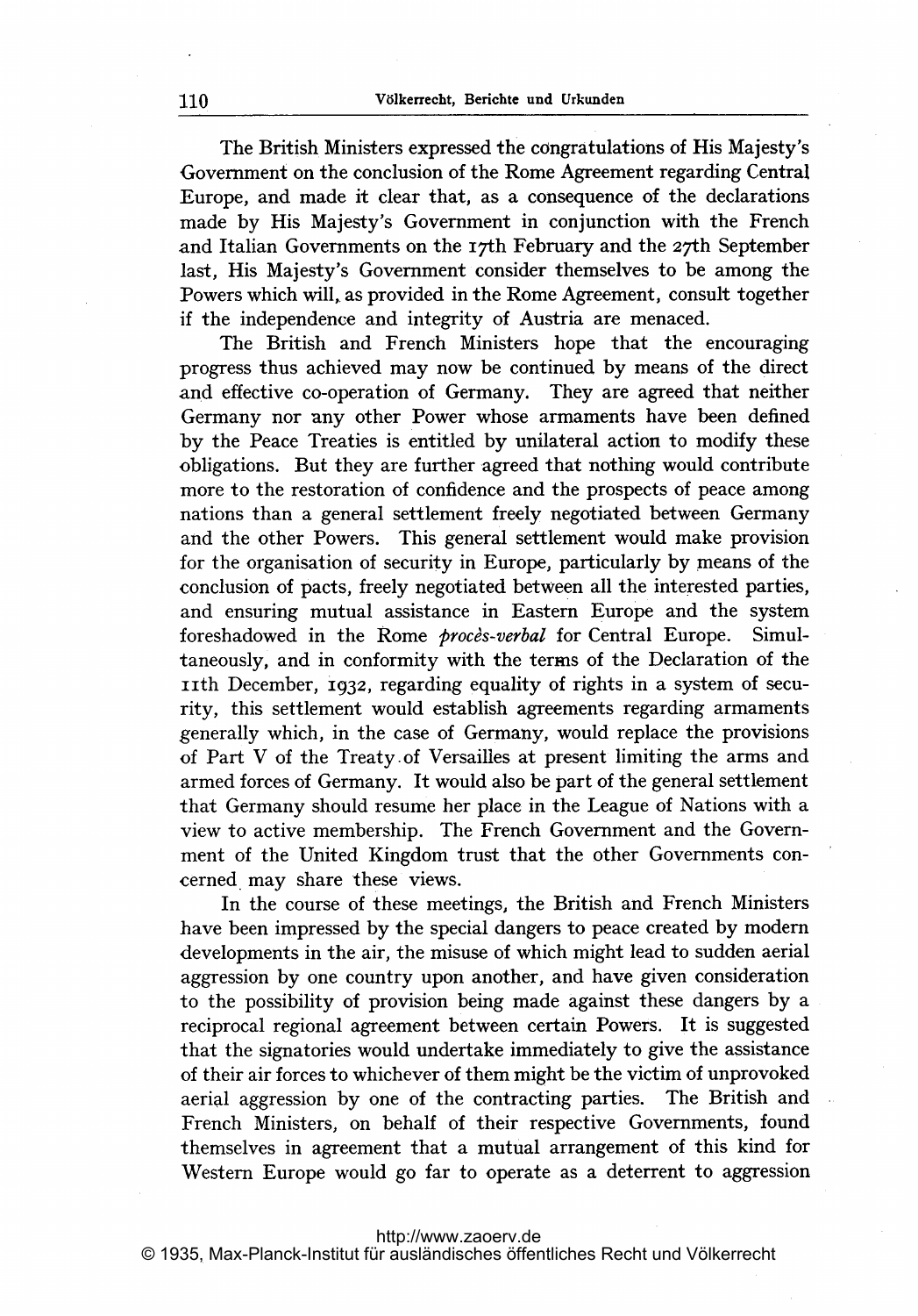The British Ministers expressed the congratulations of His Majesty's Government on the conclusion of the Rome Agreement regarding Central Europe, and made it clear that, as a consequence of the declarations made by His Majesty's Government in conjunction with the French and Italian Governments on the 17th February and the 27th September last, His Majesty's Government consider themselves to be among the Powers which will, as provided in the Rome Agreement, consult together if the independence and integrity of Austria are menaced.

The British and French Ministers hope that the encouraging progress thus achieved may now be continued by means of the direct and effective co-operation of Germany. They are agreed that neither Germany nor any other Power whose armaments have been defined by the Peace Treaties is entitled by unilateral action to modify these obligations. But they are further agreed that nothing would contribute more to the restoration of confidence and the prospects of peace among nations than a general settlement freely negotiated between Germany and the other Powers. This general settlement would make provision for the organisation of security in Europe, particularly by means of the conclusion of pacts, freely negotiated between all the interested parties, and ensuring mutual assistance in Eastern Europe and the system foreshadowed in the Rome *procès-verbal* for Central Europe. Simultaneously, and in conformity with the terms of the Declaration of the 11th December, 1932, regarding equality of rights in a system of security, this settlement would establish agreements regarding armaments generally which, in the case of Germany, would replace the provisions of Part V of the Treaty of Versailles at present limiting the arms and armed forces of Germany. It would also be part of the general settlement that Germany should resume her place in the League of Nations with a view to active membership. The French Government and the Government of the United Kingdom trust that the other Governments concerned may share these views.

In the course of these meetings, the British and French Ministers have been impressed by the special dangers to peace created by modern developments in the air, the misuse of which might lead to sudden aerial aggression by one country upon another, and have given consideration to the possibility of provision being made against these dangers by a reciprocal regional agreement between certain Powers. It is suggested that the signatories would undertake immediately to give the assistance of their air forces to whichever of them might be the victim of unprovoked aerial aggression by one of the contracting parties. The British and French Ministers, on behalf of their respective Governments, found themselves in agreement that a mutual arrangement of this kind for Western Europe would go far to operate as a deterrent to aggression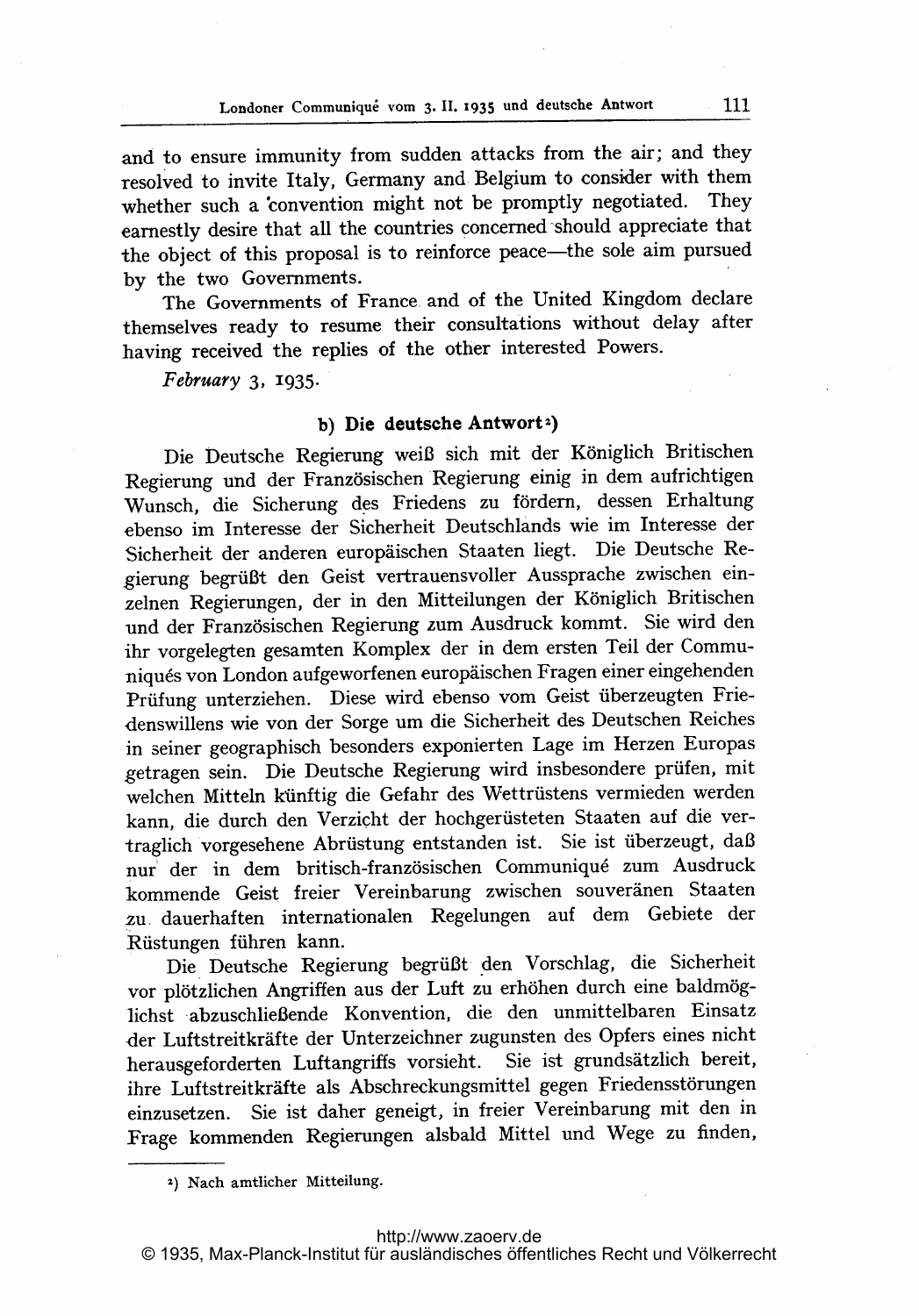and to ensure immunity from sudden attacks from the air; and they resolved to invite Italy, Germany and Belgium to consider with them whether such a convention might not be promptly negotiated. They earnestly desire that all the countries concerned should appreciate that the object of this proposal is to reinforce peace—the sole aim pursued by the two Governments.

The Governments of France and of the United Kingdom declare themselves ready to resume their consultations without delay after having received the replies of the other interested Powers.

*February* 3, 1935.

### b) Die deutsche Antwort[2])

Die Deutsche Regierung weiß sich mit der Königlich Britischen Regierung und der Französischen Regierung einig in dem aufrichtigen Wunsch, die Sicherung des Friedens zu fördern, dessen Erhaltung ebenso im Interesse der Sicherheit Deutschlands wie im Interesse der Sicherheit der anderen europäischen Staaten liegt. Die Deutsche Regierung begrüßt den Geist vertrauensvoller Aussprache zwischen einzelnen Regierungen, der in den Mitteilungen der Königlich Britischen und der Französischen Regierung zum Ausdruck kommt. Sie wird den ihr vorgelegten gesamten Komplex der in dem ersten Teil der Communiqués von London aufgeworfenen europäischen Fragen einer eingehenden Prüfung unterziehen. Diese wird ebenso vom Geist überzeugten Friedenswillens wie von der Sorge um die Sicherheit des Deutschen Reiches in seiner geographisch besonders exponierten Lage im Herzen Europas getragen sein. Die Deutsche Regierung wird insbesondere prüfen, mit welchen Mitteln künftig die Gefahr des Wettrüstens vermieden werden kann, die durch den Verzicht der hochgerüsteten Staaten auf die vertraglich vorgesehene Abrüstung entstanden ist. Sie ist überzeugt, daß nur der in dem britisch-französischen Communiqué zum Ausdruck kommende Geist freier Vereinbarung zwischen souveränen Staaten zu dauerhaften internationalen Regelungen auf dem Gebiete der Rüstungen führen kann.

Die Deutsche Regierung begrüßt den Vorschlag, die Sicherheit vor plötzlichen Angriffen aus der Luft zu erhöhen durch eine baldmöglichst abzuschließende Konvention, die den unmittelbaren Einsatz der Luftstreitkräfte der Unterzeichner zugunsten des Opfers eines nicht herausgeforderten Luftangriffs vorsieht. Sie ist grundsätzlich bereit, ihre Luftstreitkräfte als Abschreckungsmittel gegen Friedensstörungen einzusetzen. Sie ist daher geneigt, in freier Vereinbarung mit den in Frage kommenden Regierungen alsbald Mittel und Wege zu finden,

---

[2]) Nach amtlicher Mitteilung.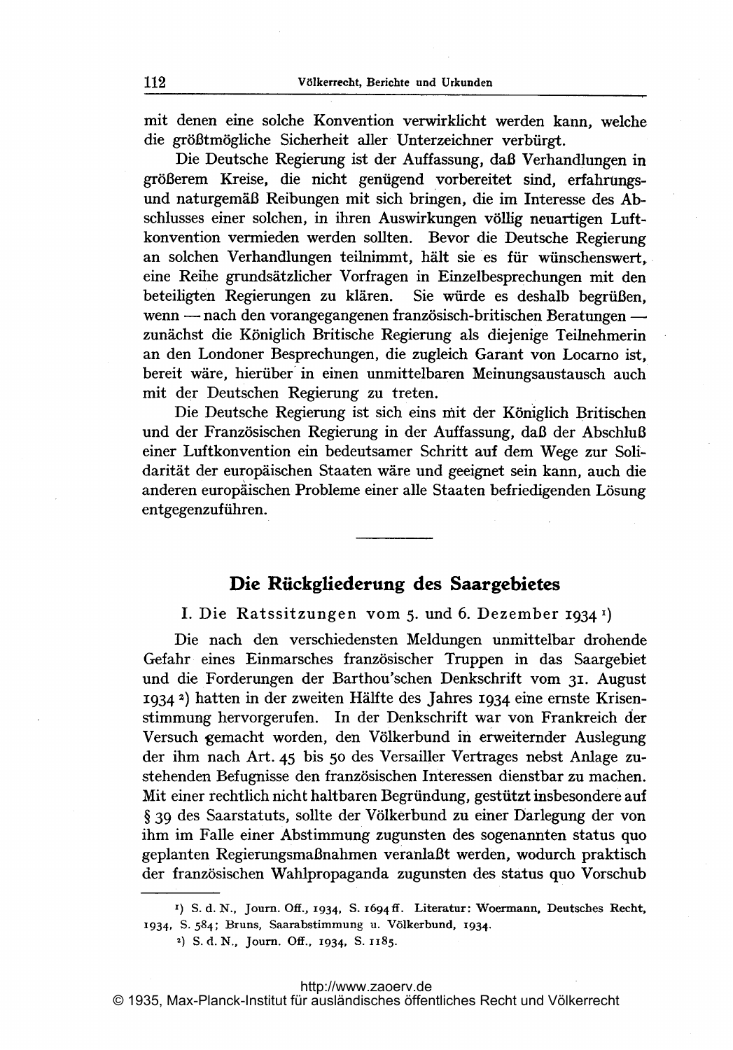mit denen eine solche Konvention verwirklicht werden kann, welche die größtmögliche Sicherheit aller Unterzeichner verbürgt.

Die Deutsche Regierung ist der Auffassung, daß Verhandlungen in größerem Kreise, die nicht genügend vorbereitet sind, erfahrungs- und naturgemäß Reibungen mit sich bringen, die im Interesse des Abschlusses einer solchen, in ihren Auswirkungen völlig neuartigen Luftkonvention vermieden werden sollten. Bevor die Deutsche Regierung an solchen Verhandlungen teilnimmt, hält sie es für wünschenswert, eine Reihe grundsätzlicher Vorfragen in Einzelbesprechungen mit den beteiligten Regierungen zu klären. Sie würde es deshalb begrüßen, wenn — nach den vorangegangenen französisch-britischen Beratungen — zunächst die Königlich Britische Regierung als diejenige Teilnehmerin an den Londoner Besprechungen, die zugleich Garant von Locarno ist, bereit wäre, hierüber in einen unmittelbaren Meinungsaustausch auch mit der Deutschen Regierung zu treten.

Die Deutsche Regierung ist sich eins mit der Königlich Britischen und der Französischen Regierung in der Auffassung, daß der Abschluß einer Luftkonvention ein bedeutsamer Schritt auf dem Wege zur Solidarität der europäischen Staaten wäre und geeignet sein kann, auch die anderen europäischen Probleme einer alle Staaten befriedigenden Lösung entgegenzuführen.

---

## Die Rückgliederung des Saargebietes

### I. Die Ratssitzungen vom 5. und 6. Dezember 1934 [1]

Die nach den verschiedensten Meldungen unmittelbar drohende Gefahr eines Einmarsches französischer Truppen in das Saargebiet und die Forderungen der Barthou'schen Denkschrift vom 31. August 1934 [2] hatten in der zweiten Hälfte des Jahres 1934 eine ernste Krisenstimmung hervorgerufen. In der Denkschrift war von Frankreich der Versuch gemacht worden, den Völkerbund in erweiternder Auslegung der ihm nach Art. 45 bis 50 des Versailler Vertrages nebst Anlage zustehenden Befugnisse den französischen Interessen dienstbar zu machen. Mit einer rechtlich nicht haltbaren Begründung, gestützt insbesondere auf § 39 des Saarstatuts, sollte der Völkerbund zu einer Darlegung der von ihm im Falle einer Abstimmung zugunsten des sogenannten status quo geplanten Regierungsmaßnahmen veranlaßt werden, wodurch praktisch der französischen Wahlpropaganda zugunsten des status quo Vorschub

---

[1]) S. d. N., Journ. Off., 1934, S. 1694 ff. Literatur: Woermann, Deutsches Recht, 1934, S. 584; Bruns, Saarabstimmung u. Völkerbund, 1934.

[2]) S. d. N., Journ. Off., 1934, S. 1185.